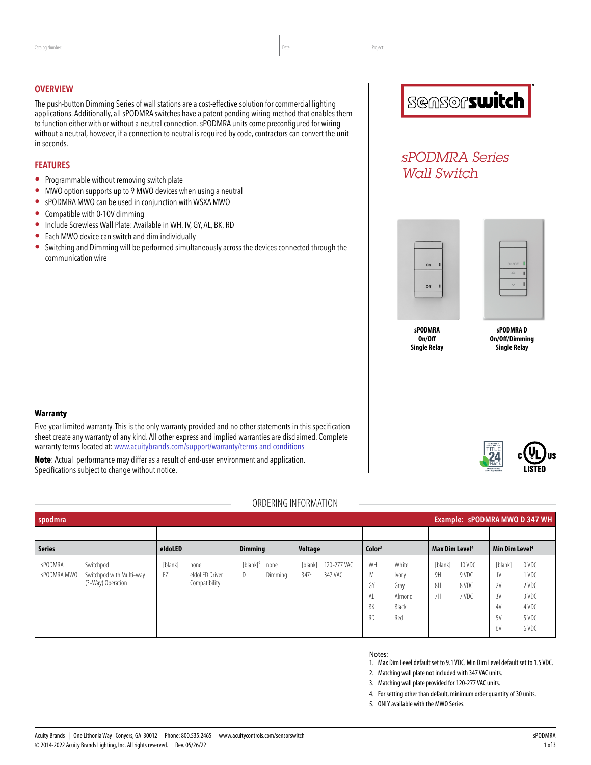Catalog Number: | Date: | Project:

## OVERVIEW

The push-button Dimming Series of wall stations are a cost-effective solution for commercial lighting applications. Additionally, all sPODMRA switches have a patent pending wiring method that enables them to function either with or without a neutral connection. sPODMRA units come preconfigured for wiring without a neutral, however, if a connection to neutral is required by code, contractors can convert the unit in seconds.

## FEATURES

- Programmable without removing switch plate
- MWO option supports up to 9 MWO devices when using a neutral
- sPODMRA MWO can be used in conjunction with WSXA MWO
- Compatible with 0-10V dimming
- Include Screwless Wall Plate: Available in WH, IV, GY, AL, BK, RD
- Each MWO device can switch and dim individually
- Switching and Dimming will be performed simultaneously across the devices connected through the communication wire

sensorswitch

# *sPODMRA Series Wall Switch*

**sPODMRA**
**On/Off**
**Single Relay**

**sPODMRA D**
**On/Off/Dimming**
**Single Relay**

### Warranty

Five-year limited warranty. This is the only warranty provided and no other statements in this specification sheet create any warranty of any kind. All other express and implied warranties are disclaimed. Complete warranty terms located at: [www.acuitybrands.com/support/warranty/terms-and-conditions](www.acuitybrands.com/support/warranty/terms-and-conditions)

**Note**: Actual performance may differ as a result of end-user environment and application. Specifications subject to change without notice.

## ORDERING INFORMATION

**spodmra** — Example: **sPODMRA MWO D 347 WH**

| Series | | eldoLED | | Dimming | | Voltage | | Color[3] | | Max Dim Level[4] | | Min Dim Level[4] | |
|---|---|---|---|---|---|---|---|---|---|---|---|---|---|
| sPODMRA | Switchpod | [blank] | none | [blank][5] | none | [blank] | 120-277 VAC | WH | White | [blank] | 10 VDC | [blank] | 0 VDC |
| sPODMRA MWO | Switchpod with Multi-way (3-Way) Operation | EZ[1] | eldoLED Driver Compatibility | D | Dimming | 347[2] | 347 VAC | IV | Ivory | 9H | 9 VDC | 1V | 1 VDC |
| | | | | | | | | GY | Gray | 8H | 8 VDC | 2V | 2 VDC |
| | | | | | | | | AL | Almond | 7H | 7 VDC | 3V | 3 VDC |
| | | | | | | | | BK | Black | | | 4V | 4 VDC |
| | | | | | | | | RD | Red | | | 5V | 5 VDC |
| | | | | | | | | | | | | 6V | 6 VDC |

Notes:
1. Max Dim Level default set to 9.1 VDC. Min Dim Level default set to 1.5 VDC.
2. Matching wall plate not included with 347 VAC units.
3. Matching wall plate provided for 120-277 VAC units.
4. For setting other than default, minimum order quantity of 30 units.
5. ONLY available with the MWO Series.

Acuity Brands | One Lithonia Way Conyers, GA 30012 Phone: 800.535.2465 www.acuitycontrols.com/sensorswitch
© 2014-2022 Acuity Brands Lighting, Inc. All rights reserved. Rev. 05/26/22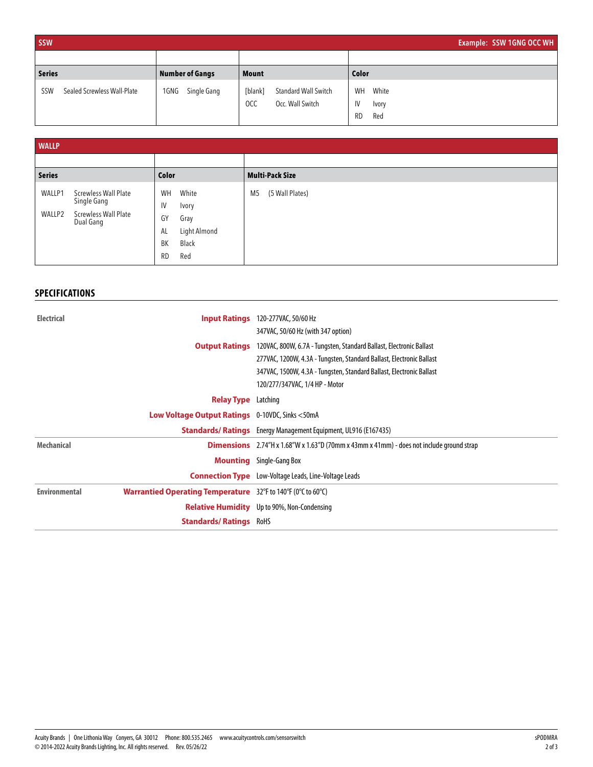## SSW

Example: SSW 1GNG OCC WH

| Series | Number of Gangs | Mount | Color |
|---|---|---|---|
| SSW Sealed Screwless Wall-Plate | 1GNG Single Gang | [blank] Standard Wall Switch | WH White |
| | | OCC Occ. Wall Switch | IV Ivory |
| | | | RD Red |

## WALLP

| Series | Color | Multi-Pack Size |
|---|---|---|
| WALLP1 Screwless Wall Plate Single Gang | WH White | M5 (5 Wall Plates) |
| WALLP2 Screwless Wall Plate Dual Gang | IV Ivory | |
| | GY Gray | |
| | AL Light Almond | |
| | BK Black | |
| | RD Red | |

## SPECIFICATIONS

| | | |
|---|---|---|
| **Electrical** | **Input Ratings** | 120-277VAC, 50/60 Hz<br>347VAC, 50/60 Hz (with 347 option) |
| | **Output Ratings** | 120VAC, 800W, 6.7A - Tungsten, Standard Ballast, Electronic Ballast<br>277VAC, 1200W, 4.3A - Tungsten, Standard Ballast, Electronic Ballast<br>347VAC, 1500W, 4.3A - Tungsten, Standard Ballast, Electronic Ballast<br>120/277/347VAC, 1/4 HP - Motor |
| | **Relay Type** | Latching |
| | **Low Voltage Output Ratings** | 0-10VDC, Sinks <50mA |
| | **Standards/ Ratings** | Energy Management Equipment, UL916 (E167435) |
| **Mechanical** | **Dimensions** | 2.74"H x 1.68"W x 1.63"D (70mm x 43mm x 41mm) - does not include ground strap |
| | **Mounting** | Single-Gang Box |
| | **Connection Type** | Low-Voltage Leads, Line-Voltage Leads |
| **Environmental** | **Warrantied Operating Temperature** | 32°F to 140°F (0°C to 60°C) |
| | **Relative Humidity** | Up to 90%, Non-Condensing |
| | **Standards/ Ratings** | RoHS |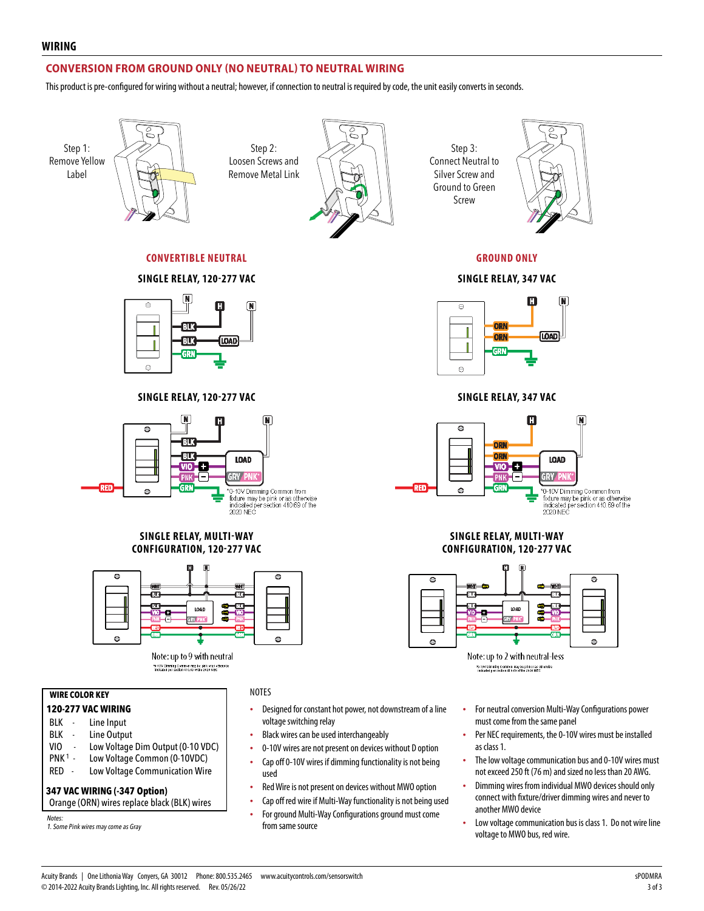## WIRING

### CONVERSION FROM GROUND ONLY (NO NEUTRAL) TO NEUTRAL WIRING

This product is pre-configured for wiring without a neutral; however, if connection to neutral is required by code, the unit easily converts in seconds.

Step 1: Remove Yellow Label

Step 2: Loosen Screws and Remove Metal Link

Step 3: Connect Neutral to Silver Screw and Ground to Green Screw

#### CONVERTIBLE NEUTRAL

**SINGLE RELAY, 120-277 VAC**

N H N BLK BLK LOAD GRN

**SINGLE RELAY, 120-277 VAC**

N H N BLK BLK VIO + PNK − LOAD GRY PNK* RED GRN

*0-10V Dimming Common from fixture may be pink or as otherwise indicated per section 410.69 of the 2020 NEC

**SINGLE RELAY, MULTI-WAY CONFIGURATION, 120-277 VAC**

Note: up to 9 with neutral

#### GROUND ONLY

**SINGLE RELAY, 347 VAC**

H N ORN ORN LOAD GRN

**SINGLE RELAY, 347 VAC**

H N ORN ORN VIO + PNK − LOAD GRY PNK* RED GRN

*0-10V Dimming Common from fixture may be pink or as otherwise indicated per section 410.69 of the 2020 NEC

**SINGLE RELAY, MULTI-WAY CONFIGURATION, 120-277 VAC**

Note: up to 2 with neutral-less

#### WIRE COLOR KEY

**120-277 VAC WIRING**

- BLK - Line Input
- BLK - Line Output
- VIO - Low Voltage Dim Output (0-10 VDC)
- PNK[1] - Low Voltage Common (0-10VDC)
- RED - Low Voltage Communication Wire

**347 VAC WIRING (-347 Option)**

Orange (ORN) wires replace black (BLK) wires

*Notes:*
*1. Some Pink wires may come as Gray*

#### NOTES

- Designed for constant hot power, not downstream of a line voltage switching relay
- Black wires can be used interchangeably
- 0-10V wires are not present on devices without D option
- Cap off 0-10V wires if dimming functionality is not being used
- Red Wire is not present on devices without MWO option
- Cap off red wire if Multi-Way functionality is not being used
- For ground Multi-Way Configurations ground must come from same source
- For neutral conversion Multi-Way Configurations power must come from the same panel
- Per NEC requirements, the 0-10V wires must be installed as class 1.
- The low voltage communication bus and 0-10V wires must not exceed 250 ft (76 m) and sized no less than 20 AWG.
- Dimming wires from individual MWO devices should only connect with fixture/driver dimming wires and never to another MWO device
- Low voltage communication bus is class 1. Do not wire line voltage to MWO bus, red wire.

Acuity Brands | One Lithonia Way Conyers, GA 30012 Phone: 800.535.2465 www.acuitycontrols.com/sensorswitch
© 2014-2022 Acuity Brands Lighting, Inc. All rights reserved. Rev. 05/26/22

sPODMRA